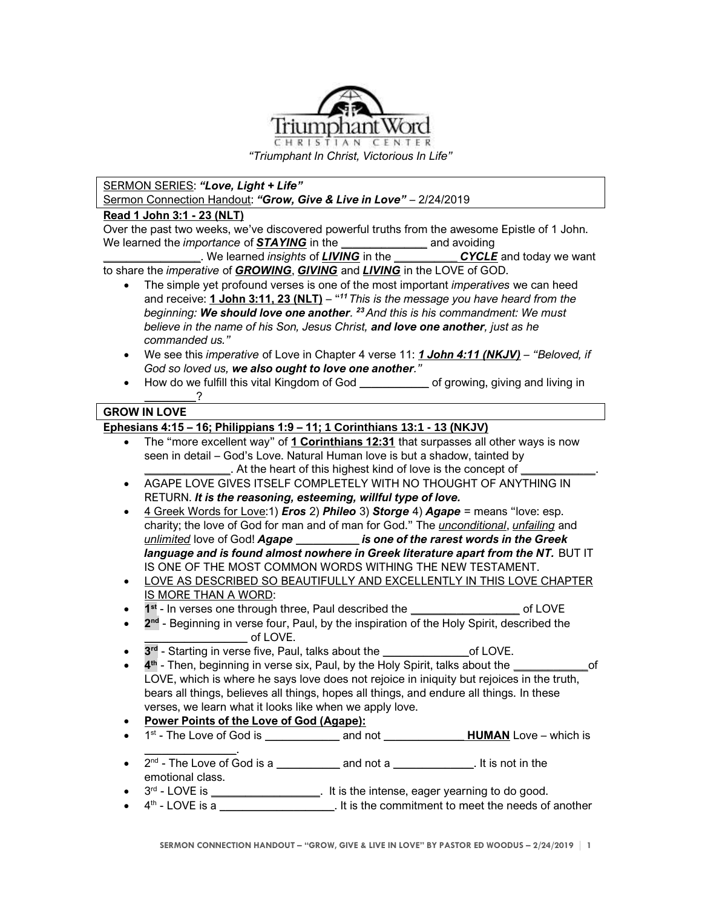Triumphant Word Christian Center

*"Triumphant In Christ, Victorious In Life"*

SERMON SERIES: ***"Love, Light + Life"***
Sermon Connection Handout: ***"Grow, Give & Live in Love"*** – 2/24/2019

**Read 1 John 3:1 - 23 (NLT)**

Over the past two weeks, we've discovered powerful truths from the awesome Epistle of 1 John. We learned the *importance* of ***STAYING*** in the _____________ and avoiding _______________. We learned *insights* of ***LIVING*** in the __________ ***CYCLE*** and today we want to share the *imperative* of ***GROWING***, ***GIVING*** and ***LIVING*** in the LOVE of GOD.

- The simple yet profound verses is one of the most important *imperatives* we can heed and receive: **1 John 3:11, 23 (NLT)** – "[11] *This is the message you have heard from the beginning:* ***We should love one another****.* [23] *And this is his commandment: We must believe in the name of his Son, Jesus Christ,* ***and love one another****, just as he commanded us."*
- We see this *imperative* of Love in Chapter 4 verse 11: ***1 John 4:11 (NKJV)*** – *"Beloved, if God so loved us,* ***we also ought to love one another****."*
- How do we fulfill this vital Kingdom of God ___________ of growing, giving and living in ________?

**GROW IN LOVE**

**Ephesians 4:15 – 16; Philippians 1:9 – 11; 1 Corinthians 13:1 - 13 (NKJV)**

- The "more excellent way" of **1 Corinthians 12:31** that surpasses all other ways is now seen in detail – God's Love. Natural Human love is but a shadow, tainted by _____________. At the heart of this highest kind of love is the concept of ___________.
- AGAPE LOVE GIVES ITSELF COMPLETELY WITH NO THOUGHT OF ANYTHING IN RETURN. ***It is the reasoning, esteeming, willful type of love.***
- 4 Greek Words for Love:1) ***Eros*** 2) ***Phileo*** 3) ***Storge*** 4) ***Agape*** = means "love: esp. charity; the love of God for man and of man for God." The *unconditional*, *unfailing* and *unlimited* love of God! ***Agape __________ is one of the rarest words in the Greek language and is found almost nowhere in Greek literature apart from the NT.*** BUT IT IS ONE OF THE MOST COMMON WORDS WITHING THE NEW TESTAMENT.
- LOVE AS DESCRIBED SO BEAUTIFULLY AND EXCELLENTLY IN THIS LOVE CHAPTER IS MORE THAN A WORD:
- **1st** - In verses one through three, Paul described the _________________ of LOVE
- **2nd** - Beginning in verse four, Paul, by the inspiration of the Holy Spirit, described the ________________ of LOVE.
- **3rd** - Starting in verse five, Paul, talks about the _____________of LOVE.
- **4th** - Then, beginning in verse six, Paul, by the Holy Spirit, talks about the ___________of LOVE, which is where he says love does not rejoice in iniquity but rejoices in the truth, bears all things, believes all things, hopes all things, and endure all things. In these verses, we learn what it looks like when we apply love.
- **Power Points of the Love of God (Agape):**
- 1st - The Love of God is ___________ and not _____________ **HUMAN** Love – which is ______________.
- 2nd - The Love of God is a __________ and not a _____________. It is not in the emotional class.
- 3rd - LOVE is _________________. It is the intense, eager yearning to do good.
- 4th - LOVE is a __________________. It is the commitment to meet the needs of another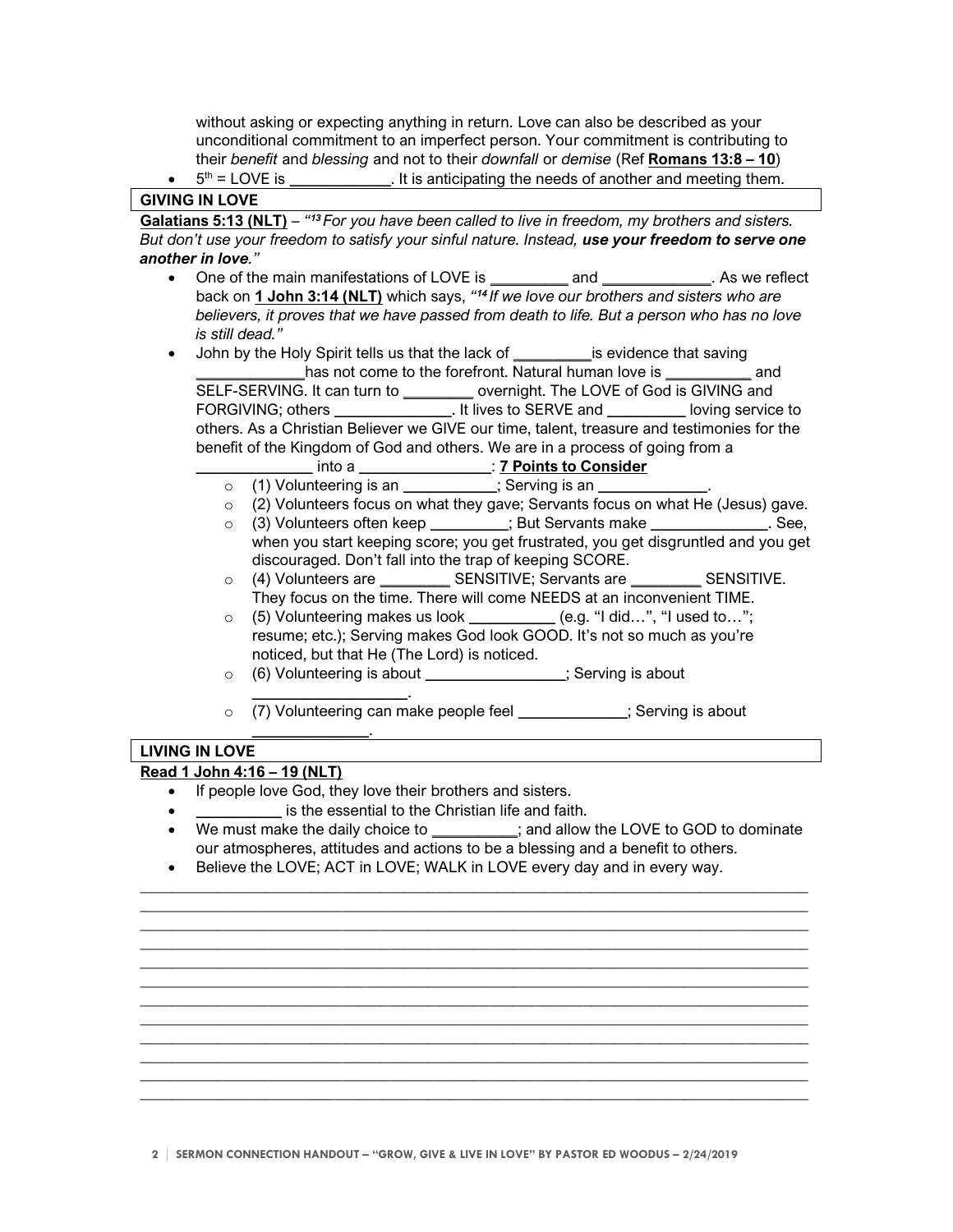without asking or expecting anything in return. Love can also be described as your unconditional commitment to an imperfect person. Your commitment is contributing to their *benefit* and *blessing* and not to their *downfall* or *demise* (Ref **Romans 13:8 – 10**)

- 5th = LOVE is ____________. It is anticipating the needs of another and meeting them.

## GIVING IN LOVE

**Galatians 5:13 (NLT)** – *"13 For you have been called to live in freedom, my brothers and sisters. But don't use your freedom to satisfy your sinful nature. Instead,* ***use your freedom to serve one another in love****."*

- One of the main manifestations of LOVE is _________ and _____________. As we reflect back on **1 John 3:14 (NLT)** which says, *"14 If we love our brothers and sisters who are believers, it proves that we have passed from death to life. But a person who has no love is still dead."*
- John by the Holy Spirit tells us that the lack of _________is evidence that saving _____________has not come to the forefront. Natural human love is __________ and SELF-SERVING. It can turn to ________ overnight. The LOVE of God is GIVING and FORGIVING; others ______________. It lives to SERVE and _________ loving service to others. As a Christian Believer we GIVE our time, talent, treasure and testimonies for the benefit of the Kingdom of God and others. We are in a process of going from a _____________ into a _______________: **7 Points to Consider**
  - (1) Volunteering is an ___________; Serving is an _____________.
  - (2) Volunteers focus on what they gave; Servants focus on what He (Jesus) gave.
  - (3) Volunteers often keep _________; But Servants make ______________. See, when you start keeping score; you get frustrated, you get disgruntled and you get discouraged. Don't fall into the trap of keeping SCORE.
  - (4) Volunteers are ________ SENSITIVE; Servants are ________ SENSITIVE. They focus on the time. There will come NEEDS at an inconvenient TIME.
  - (5) Volunteering makes us look __________ (e.g. "I did…", "I used to…"; resume; etc.); Serving makes God look GOOD. It's not so much as you're noticed, but that He (The Lord) is noticed.
  - (6) Volunteering is about ________________; Serving is about _________________.
  - (7) Volunteering can make people feel ____________; Serving is about ______________.

## LIVING IN LOVE

**Read 1 John 4:16 – 19 (NLT)**

- If people love God, they love their brothers and sisters.
- __________ is the essential to the Christian life and faith.
- We must make the daily choice to __________; and allow the LOVE to GOD to dominate our atmospheres, attitudes and actions to be a blessing and a benefit to others.
- Believe the LOVE; ACT in LOVE; WALK in LOVE every day and in every way.

________________________________________________________________________________
________________________________________________________________________________
________________________________________________________________________________
________________________________________________________________________________
________________________________________________________________________________
________________________________________________________________________________
________________________________________________________________________________
________________________________________________________________________________
________________________________________________________________________________
________________________________________________________________________________
________________________________________________________________________________
________________________________________________________________________________